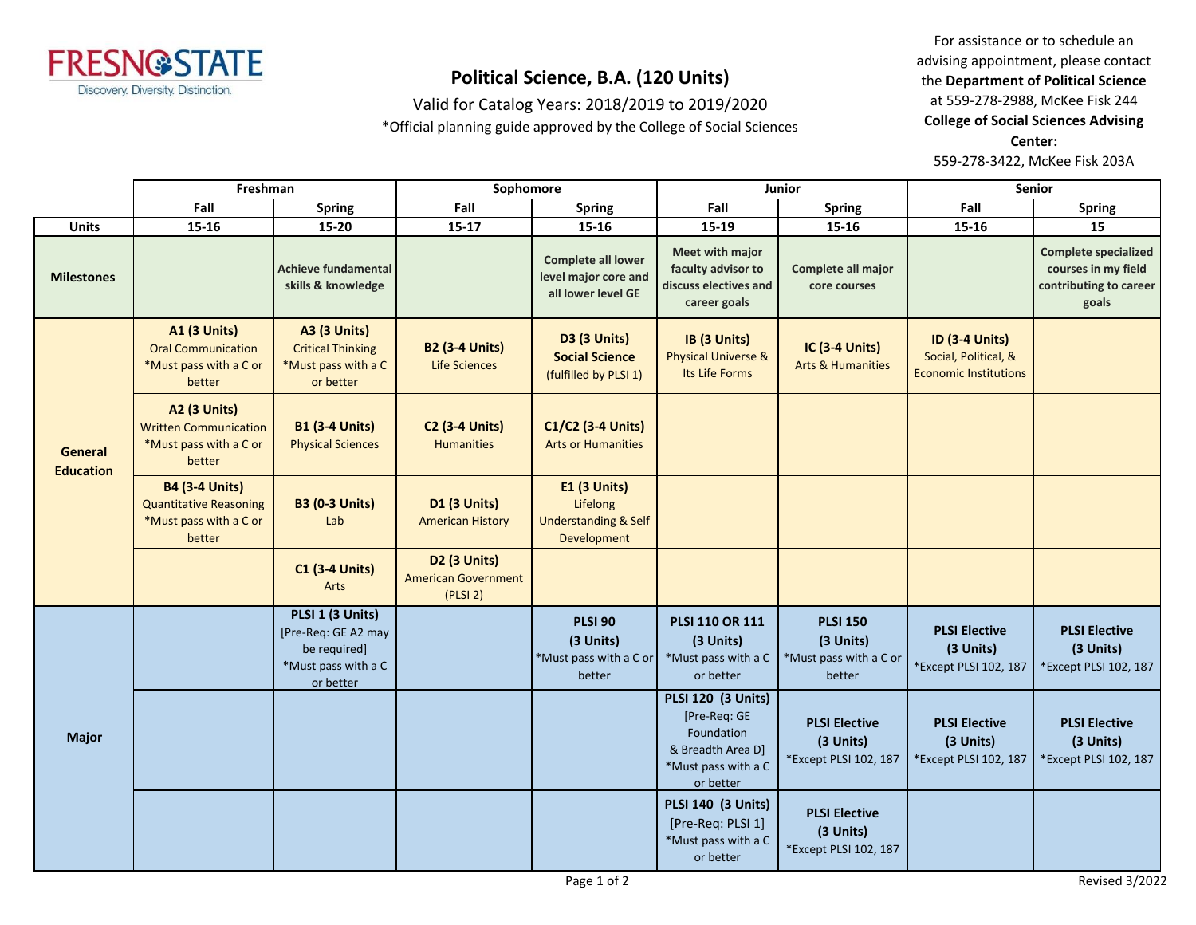# Political Science, B.A. (120 Units)

Valid for Catalog Years: 2018/2019 to 2019/2020

*Official planning guide approved by the College of Social Sciences

For assistance or to schedule an advising appointment, please contact the **Department of Political Science** at 559-278-2988, McKee Fisk 244
**College of Social Sciences Advising Center:** 559-278-3422, McKee Fisk 203A

| | Freshman | | Sophomore | | Junior | | Senior | |
|---|---|---|---|---|---|---|---|---|
| | Fall | Spring | Fall | Spring | Fall | Spring | Fall | Spring |
| **Units** | 15-16 | 15-20 | 15-17 | 15-16 | 15-19 | 15-16 | 15-16 | 15 |
| **Milestones** | | Achieve fundamental skills & knowledge | | Complete all lower level major core and all lower level GE | Meet with major faculty advisor to discuss electives and career goals | Complete all major core courses | | Complete specialized courses in my field contributing to career goals |
| **General Education** | **A1 (3 Units)** Oral Communication *Must pass with a C or better | **A3 (3 Units)** Critical Thinking *Must pass with a C or better | **B2 (3-4 Units)** Life Sciences | **D3 (3 Units) Social Science** (fulfilled by PLSI 1) | **IB (3 Units)** Physical Universe & Its Life Forms | **IC (3-4 Units)** Arts & Humanities | **ID (3-4 Units)** Social, Political, & Economic Institutions | |
| | **A2 (3 Units)** Written Communication *Must pass with a C or better | **B1 (3-4 Units)** Physical Sciences | **C2 (3-4 Units)** Humanities | **C1/C2 (3-4 Units)** Arts or Humanities | | | | |
| | **B4 (3-4 Units)** Quantitative Reasoning *Must pass with a C or better | **B3 (0-3 Units)** Lab | **D1 (3 Units)** American History | **E1 (3 Units)** Lifelong Understanding & Self Development | | | | |
| | | **C1 (3-4 Units)** Arts | **D2 (3 Units)** American Government (PLSI 2) | | | | | |
| **Major** | | **PLSI 1 (3 Units)** [Pre-Req: GE A2 may be required] *Must pass with a C or better | | **PLSI 90 (3 Units)** *Must pass with a C or better | **PLSI 110 OR 111 (3 Units)** *Must pass with a C or better | **PLSI 150 (3 Units)** *Must pass with a C or better | **PLSI Elective (3 Units)** *Except PLSI 102, 187 | **PLSI Elective (3 Units)** *Except PLSI 102, 187 |
| | | | | | **PLSI 120 (3 Units)** [Pre-Req: GE Foundation & Breadth Area D] *Must pass with a C or better | **PLSI Elective (3 Units)** *Except PLSI 102, 187 | **PLSI Elective (3 Units)** *Except PLSI 102, 187 | **PLSI Elective (3 Units)** *Except PLSI 102, 187 |
| | | | | | **PLSI 140 (3 Units)** [Pre-Req: PLSI 1] *Must pass with a C or better | **PLSI Elective (3 Units)** *Except PLSI 102, 187 | | |

Revised 3/2022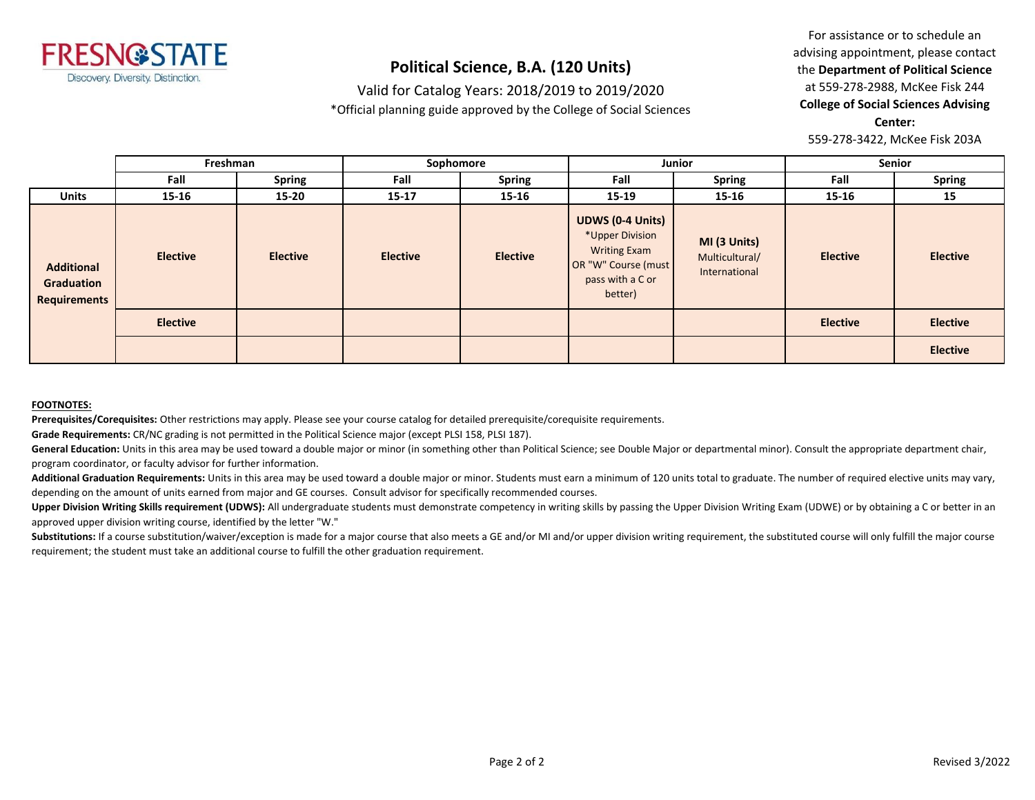# Political Science, B.A. (120 Units)

Valid for Catalog Years: 2018/2019 to 2019/2020

*Official planning guide approved by the College of Social Sciences

For assistance or to schedule an advising appointment, please contact the **Department of Political Science** at 559-278-2988, McKee Fisk 244
**College of Social Sciences Advising Center:**
559-278-3422, McKee Fisk 203A

| | Freshman | | Sophomore | | Junior | | Senior | |
|---|---|---|---|---|---|---|---|---|
| | **Fall** | **Spring** | **Fall** | **Spring** | **Fall** | **Spring** | **Fall** | **Spring** |
| **Units** | **15-16** | **15-20** | **15-17** | **15-16** | **15-19** | **15-16** | **15-16** | **15** |
| **Additional Graduation Requirements** | **Elective** | **Elective** | **Elective** | **Elective** | **UDWS (0-4 Units)** *Upper Division Writing Exam OR "W" Course (must pass with a C or better) | **MI (3 Units)** Multicultural/ International | **Elective** | **Elective** |
| | **Elective** | | | | | | **Elective** | **Elective** |
| | | | | | | | | **Elective** |

**FOOTNOTES:**

**Prerequisites/Corequisites:** Other restrictions may apply. Please see your course catalog for detailed prerequisite/corequisite requirements.

**Grade Requirements:** CR/NC grading is not permitted in the Political Science major (except PLSI 158, PLSI 187).

**General Education:** Units in this area may be used toward a double major or minor (in something other than Political Science; see Double Major or departmental minor). Consult the appropriate department chair, program coordinator, or faculty advisor for further information.

**Additional Graduation Requirements:** Units in this area may be used toward a double major or minor. Students must earn a minimum of 120 units total to graduate. The number of required elective units may vary, depending on the amount of units earned from major and GE courses. Consult advisor for specifically recommended courses.

**Upper Division Writing Skills requirement (UDWS):** All undergraduate students must demonstrate competency in writing skills by passing the Upper Division Writing Exam (UDWE) or by obtaining a C or better in an approved upper division writing course, identified by the letter "W."

**Substitutions:** If a course substitution/waiver/exception is made for a major course that also meets a GE and/or MI and/or upper division writing requirement, the substituted course will only fulfill the major course requirement; the student must take an additional course to fulfill the other graduation requirement.

Revised 3/2022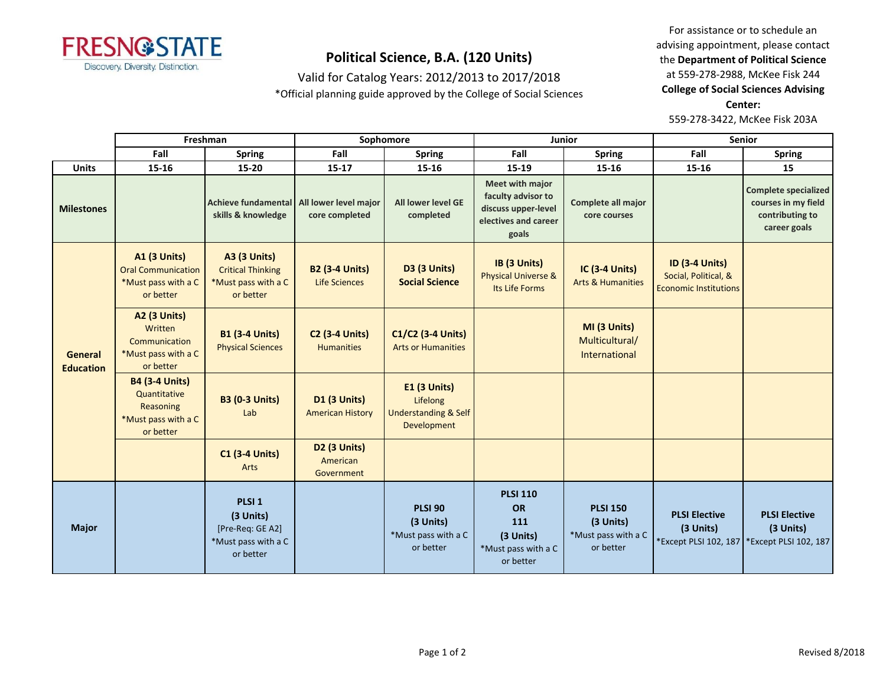# Political Science, B.A. (120 Units)

Valid for Catalog Years: 2012/2013 to 2017/2018

*Official planning guide approved by the College of Social Sciences

For assistance or to schedule an advising appointment, please contact the **Department of Political Science** at 559-278-2988, McKee Fisk 244
**College of Social Sciences Advising Center:**
559-278-3422, McKee Fisk 203A

| | Freshman | | Sophomore | | Junior | | Senior | |
|---|---|---|---|---|---|---|---|---|
| | Fall | Spring | Fall | Spring | Fall | Spring | Fall | Spring |
| **Units** | 15-16 | 15-20 | 15-17 | 15-16 | 15-19 | 15-16 | 15-16 | 15 |
| **Milestones** | | Achieve fundamental skills & knowledge | All lower level major core completed | All lower level GE completed | Meet with major faculty advisor to discuss upper-level electives and career goals | Complete all major core courses | | Complete specialized courses in my field contributing to career goals |
| **General Education** | **A1 (3 Units)** Oral Communication *Must pass with a C or better | **A3 (3 Units)** Critical Thinking *Must pass with a C or better | **B2 (3-4 Units)** Life Sciences | **D3 (3 Units)** **Social Science** | **IB (3 Units)** Physical Universe & Its Life Forms | **IC (3-4 Units)** Arts & Humanities | **ID (3-4 Units)** Social, Political, & Economic Institutions | |
| | **A2 (3 Units)** Written Communication *Must pass with a C or better | **B1 (3-4 Units)** Physical Sciences | **C2 (3-4 Units)** Humanities | **C1/C2 (3-4 Units)** Arts or Humanities | | **MI (3 Units)** Multicultural/ International | | |
| | **B4 (3-4 Units)** Quantitative Reasoning *Must pass with a C or better | **B3 (0-3 Units)** Lab | **D1 (3 Units)** American History | **E1 (3 Units)** Lifelong Understanding & Self Development | | | | |
| | | **C1 (3-4 Units)** Arts | **D2 (3 Units)** American Government | | | | | |
| **Major** | | **PLSI 1 (3 Units)** [Pre-Req: GE A2] *Must pass with a C or better | | **PLSI 90 (3 Units)** *Must pass with a C or better | **PLSI 110 OR 111 (3 Units)** *Must pass with a C or better | **PLSI 150 (3 Units)** *Must pass with a C or better | **PLSI Elective (3 Units)** *Except PLSI 102, 187 | **PLSI Elective (3 Units)** *Except PLSI 102, 187 |

Revised 8/2018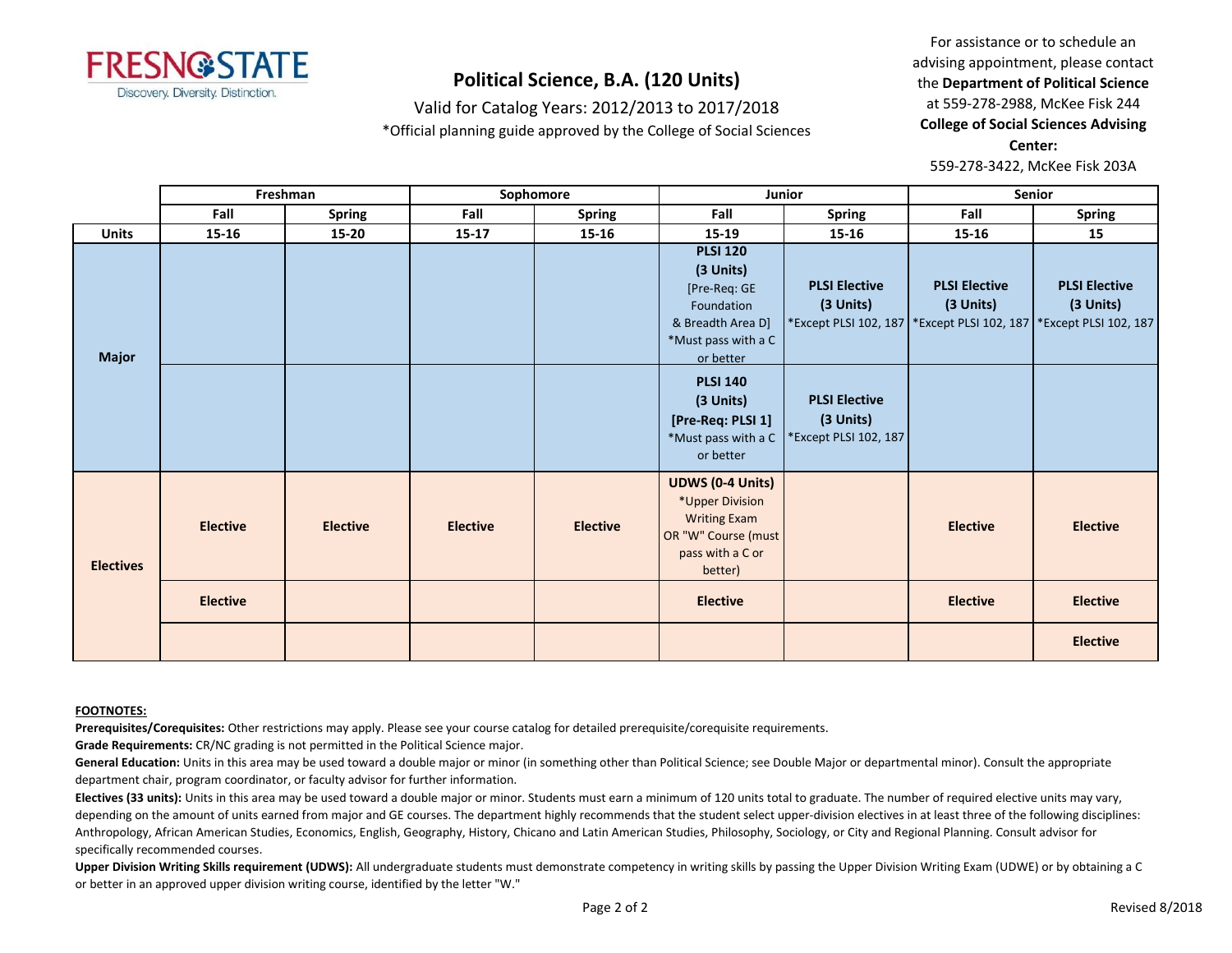FRESNO STATE
Discovery. Diversity. Distinction.

# Political Science, B.A. (120 Units)

Valid for Catalog Years: 2012/2013 to 2017/2018

*Official planning guide approved by the College of Social Sciences

For assistance or to schedule an advising appointment, please contact the **Department of Political Science** at 559-278-2988, McKee Fisk 244
**College of Social Sciences Advising Center:**
559-278-3422, McKee Fisk 203A

| | Freshman | | Sophomore | | Junior | | Senior | |
|---|---|---|---|---|---|---|---|---|
| | **Fall** | **Spring** | **Fall** | **Spring** | **Fall** | **Spring** | **Fall** | **Spring** |
| **Units** | **15-16** | **15-20** | **15-17** | **15-16** | **15-19** | **15-16** | **15-16** | **15** |
| **Major** | | | | | **PLSI 120 (3 Units)** [Pre-Req: GE Foundation & Breadth Area D] *Must pass with a C or better | **PLSI Elective (3 Units)** *Except PLSI 102, 187 | **PLSI Elective (3 Units)** *Except PLSI 102, 187 | **PLSI Elective (3 Units)** *Except PLSI 102, 187 |
| | | | | | **PLSI 140 (3 Units) [Pre-Req: PLSI 1]** *Must pass with a C or better | **PLSI Elective (3 Units)** *Except PLSI 102, 187 | | |
| **Electives** | **Elective** | **Elective** | **Elective** | **Elective** | **UDWS (0-4 Units)** *Upper Division Writing Exam OR "W" Course (must pass with a C or better) | | **Elective** | **Elective** |
| | **Elective** | | | | **Elective** | | **Elective** | **Elective** |
| | | | | | | | | **Elective** |

**FOOTNOTES:**

**Prerequisites/Corequisites:** Other restrictions may apply. Please see your course catalog for detailed prerequisite/corequisite requirements.

**Grade Requirements:** CR/NC grading is not permitted in the Political Science major.

**General Education:** Units in this area may be used toward a double major or minor (in something other than Political Science; see Double Major or departmental minor). Consult the appropriate department chair, program coordinator, or faculty advisor for further information.

**Electives (33 units):** Units in this area may be used toward a double major or minor. Students must earn a minimum of 120 units total to graduate. The number of required elective units may vary, depending on the amount of units earned from major and GE courses. The department highly recommends that the student select upper-division electives in at least three of the following disciplines: Anthropology, African American Studies, Economics, English, Geography, History, Chicano and Latin American Studies, Philosophy, Sociology, or City and Regional Planning. Consult advisor for specifically recommended courses.

**Upper Division Writing Skills requirement (UDWS):** All undergraduate students must demonstrate competency in writing skills by passing the Upper Division Writing Exam (UDWE) or by obtaining a C or better in an approved upper division writing course, identified by the letter "W."

Revised 8/2018